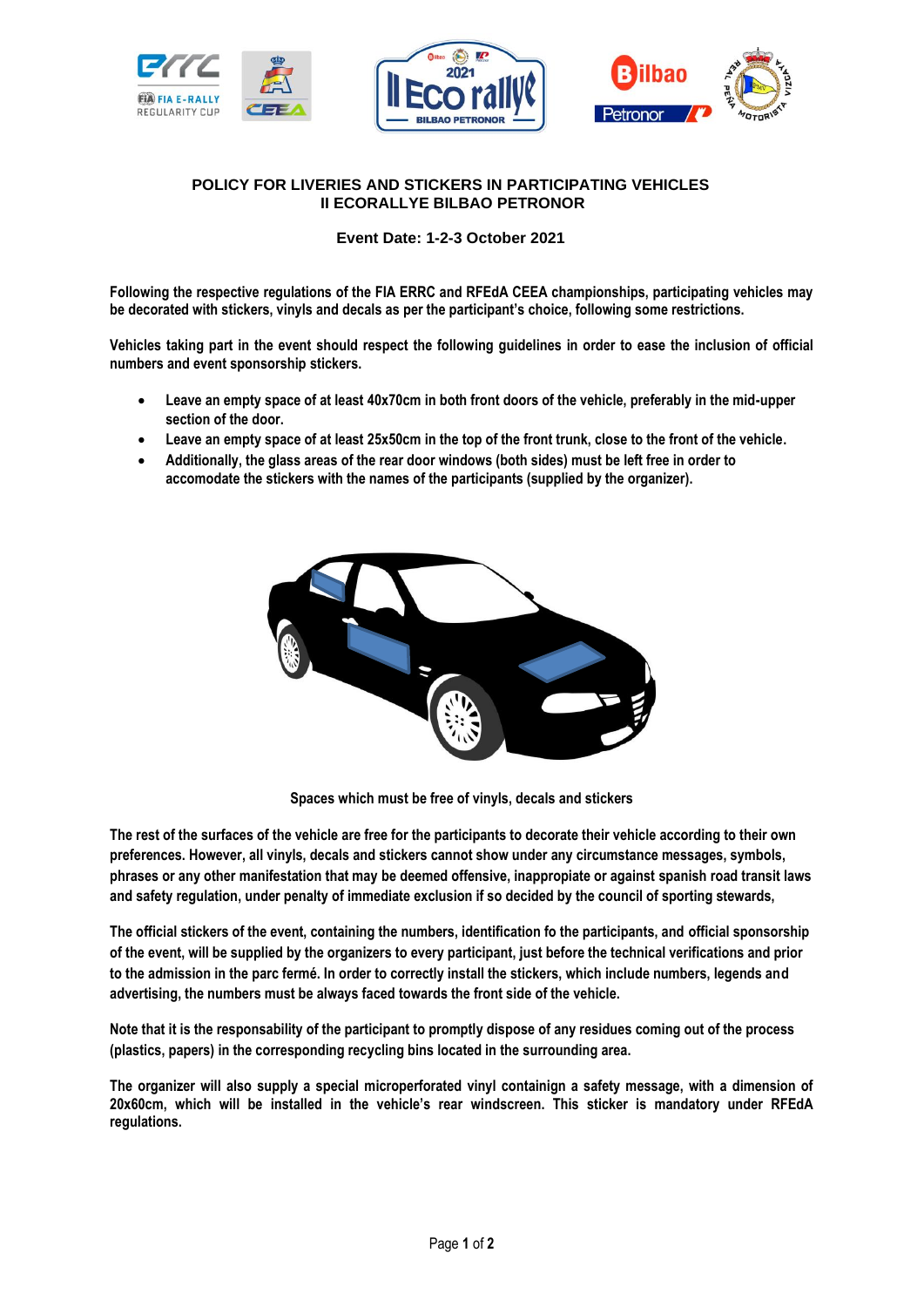# POLICY FOR LIVERIES AND STICKERS IN PARTICIPATING VEHICLES
# II ECORALLYE BILBAO PETRONOR

### Event Date: 1-2-3 October 2021

**Following the respective regulations of the FIA ERRC and RFEdA CEEA championships, participating vehicles may be decorated with stickers, vinyls and decals as per the participant's choice, following some restrictions.**

**Vehicles taking part in the event should respect the following guidelines in order to ease the inclusion of official numbers and event sponsorship stickers.**

- **Leave an empty space of at least 40x70cm in both front doors of the vehicle, preferably in the mid-upper section of the door.**
- **Leave an empty space of at least 25x50cm in the top of the front trunk, close to the front of the vehicle.**
- **Additionally, the glass areas of the rear door windows (both sides) must be left free in order to accomodate the stickers with the names of the participants (supplied by the organizer).**

**Spaces which must be free of vinyls, decals and stickers**

**The rest of the surfaces of the vehicle are free for the participants to decorate their vehicle according to their own preferences. However, all vinyls, decals and stickers cannot show under any circumstance messages, symbols, phrases or any other manifestation that may be deemed offensive, inappropiate or against spanish road transit laws and safety regulation, under penalty of immediate exclusion if so decided by the council of sporting stewards,**

**The official stickers of the event, containing the numbers, identification fo the participants, and official sponsorship of the event, will be supplied by the organizers to every participant, just before the technical verifications and prior to the admission in the parc fermé. In order to correctly install the stickers, which include numbers, legends and advertising, the numbers must be always faced towards the front side of the vehicle.**

**Note that it is the responsability of the participant to promptly dispose of any residues coming out of the process (plastics, papers) in the corresponding recycling bins located in the surrounding area.**

**The organizer will also supply a special microperforated vinyl containign a safety message, with a dimension of 20x60cm, which will be installed in the vehicle's rear windscreen. This sticker is mandatory under RFEdA regulations.**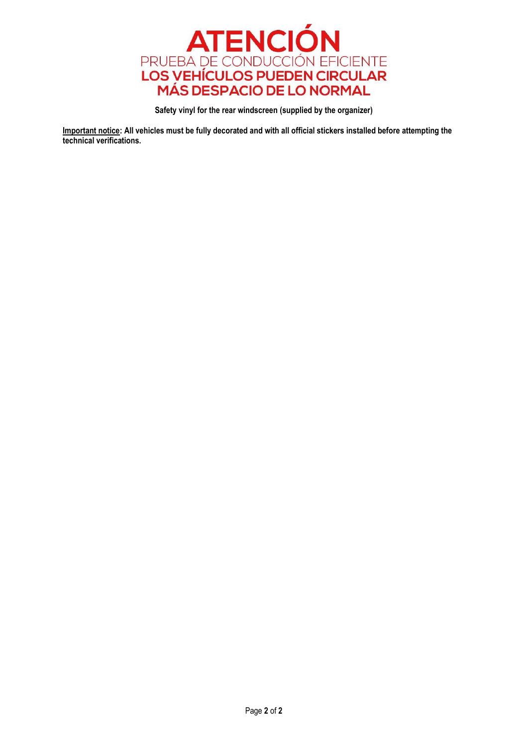**ATENCIÓN**

PRUEBA DE CONDUCCIÓN EFICIENTE

**LOS VEHÍCULOS PUEDEN CIRCULAR**

**MÁS DESPACIO DE LO NORMAL**

**Safety vinyl for the rear windscreen (supplied by the organizer)**

**Important notice: All vehicles must be fully decorated and with all official stickers installed before attempting the technical verifications.**